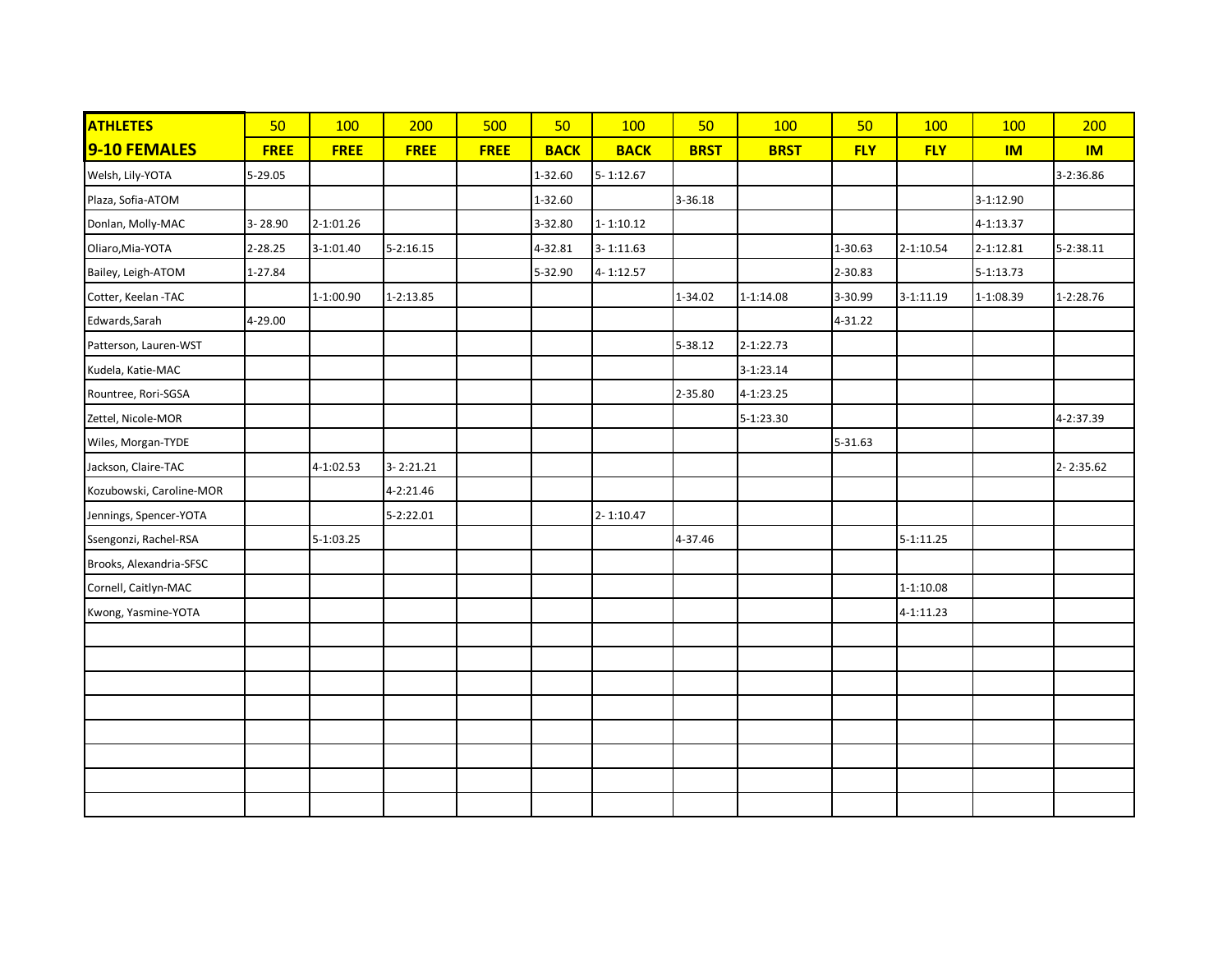| ATHLETES | 50 | 100 | 200 | 500 | 50 | 100 | 50 | 100 | 50 | 100 | 100 | 200 |
|---|---|---|---|---|---|---|---|---|---|---|---|---|
| **9-10 FEMALES** | **FREE** | **FREE** | **FREE** | **FREE** | **BACK** | **BACK** | **BRST** | **BRST** | **FLY** | **FLY** | **IM** | **IM** |
| Welsh, Lily-YOTA | 5-29.05 | | | | 1-32.60 | 5- 1:12.67 | | | | | | 3-2:36.86 |
| Plaza, Sofia-ATOM | | | | | 1-32.60 | | 3-36.18 | | | | 3-1:12.90 | |
| Donlan, Molly-MAC | 3- 28.90 | 2-1:01.26 | | | 3-32.80 | 1- 1:10.12 | | | | | 4-1:13.37 | |
| Oliaro,Mia-YOTA | 2-28.25 | 3-1:01.40 | 5-2:16.15 | | 4-32.81 | 3- 1:11.63 | | | 1-30.63 | 2-1:10.54 | 2-1:12.81 | 5-2:38.11 |
| Bailey, Leigh-ATOM | 1-27.84 | | | | 5-32.90 | 4- 1:12.57 | | | 2-30.83 | | 5-1:13.73 | |
| Cotter, Keelan -TAC | | 1-1:00.90 | 1-2:13.85 | | | | 1-34.02 | 1-1:14.08 | 3-30.99 | 3-1:11.19 | 1-1:08.39 | 1-2:28.76 |
| Edwards,Sarah | 4-29.00 | | | | | | | | 4-31.22 | | | |
| Patterson, Lauren-WST | | | | | | | 5-38.12 | 2-1:22.73 | | | | |
| Kudela, Katie-MAC | | | | | | | | 3-1:23.14 | | | | |
| Rountree, Rori-SGSA | | | | | | | 2-35.80 | 4-1:23.25 | | | | |
| Zettel, Nicole-MOR | | | | | | | | 5-1:23.30 | | | | 4-2:37.39 |
| Wiles, Morgan-TYDE | | | | | | | | | 5-31.63 | | | |
| Jackson, Claire-TAC | | 4-1:02.53 | 3- 2:21.21 | | | | | | | | | 2- 2:35.62 |
| Kozubowski, Caroline-MOR | | | 4-2:21.46 | | | | | | | | | |
| Jennings, Spencer-YOTA | | | 5-2:22.01 | | | 2- 1:10.47 | | | | | | |
| Ssengonzi, Rachel-RSA | | 5-1:03.25 | | | | | 4-37.46 | | | 5-1:11.25 | | |
| Brooks, Alexandria-SFSC | | | | | | | | | | | | |
| Cornell, Caitlyn-MAC | | | | | | | | | | 1-1:10.08 | | |
| Kwong, Yasmine-YOTA | | | | | | | | | | 4-1:11.23 | | |
| | | | | | | | | | | | | |
| | | | | | | | | | | | | |
| | | | | | | | | | | | | |
| | | | | | | | | | | | | |
| | | | | | | | | | | | | |
| | | | | | | | | | | | | |
| | | | | | | | | | | | | |
| | | | | | | | | | | | | |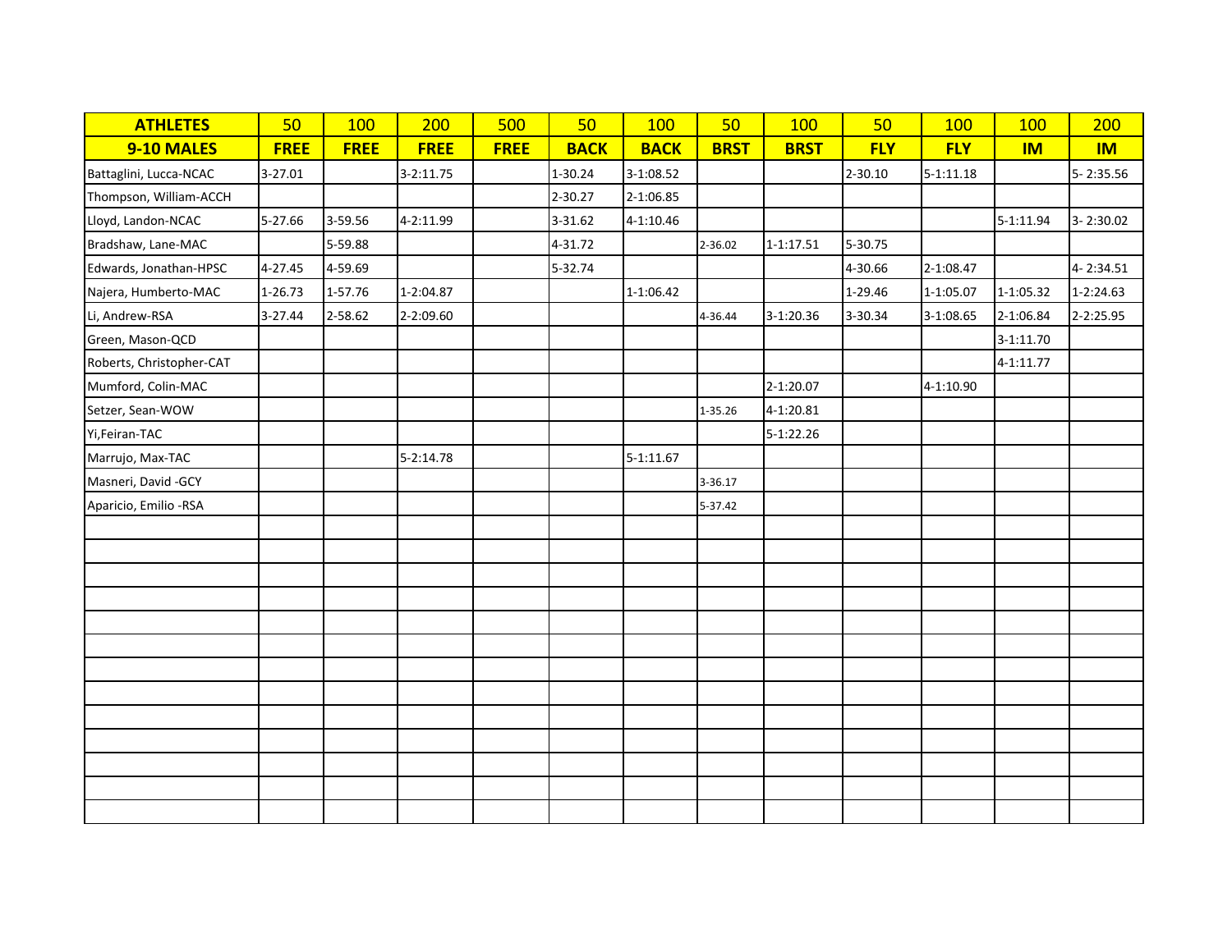| ATHLETES | 50 | 100 | 200 | 500 | 50 | 100 | 50 | 100 | 50 | 100 | 100 | 200 |
|---|---|---|---|---|---|---|---|---|---|---|---|---|
| **9-10 MALES** | **FREE** | **FREE** | **FREE** | **FREE** | **BACK** | **BACK** | **BRST** | **BRST** | **FLY** | **FLY** | **IM** | **IM** |
| Battaglini, Lucca-NCAC | 3-27.01 | | 3-2:11.75 | | 1-30.24 | 3-1:08.52 | | | 2-30.10 | 5-1:11.18 | | 5- 2:35.56 |
| Thompson, William-ACCH | | | | | 2-30.27 | 2-1:06.85 | | | | | | |
| Lloyd, Landon-NCAC | 5-27.66 | 3-59.56 | 4-2:11.99 | | 3-31.62 | 4-1:10.46 | | | | | 5-1:11.94 | 3- 2:30.02 |
| Bradshaw, Lane-MAC | | 5-59.88 | | | 4-31.72 | | 2-36.02 | 1-1:17.51 | 5-30.75 | | | |
| Edwards, Jonathan-HPSC | 4-27.45 | 4-59.69 | | | 5-32.74 | | | | 4-30.66 | 2-1:08.47 | | 4- 2:34.51 |
| Najera, Humberto-MAC | 1-26.73 | 1-57.76 | 1-2:04.87 | | | 1-1:06.42 | | | 1-29.46 | 1-1:05.07 | 1-1:05.32 | 1-2:24.63 |
| Li, Andrew-RSA | 3-27.44 | 2-58.62 | 2-2:09.60 | | | | 4-36.44 | 3-1:20.36 | 3-30.34 | 3-1:08.65 | 2-1:06.84 | 2-2:25.95 |
| Green, Mason-QCD | | | | | | | | | | | 3-1:11.70 | |
| Roberts, Christopher-CAT | | | | | | | | | | | 4-1:11.77 | |
| Mumford, Colin-MAC | | | | | | | | 2-1:20.07 | | 4-1:10.90 | | |
| Setzer, Sean-WOW | | | | | | | 1-35.26 | 4-1:20.81 | | | | |
| Yi,Feiran-TAC | | | | | | | | 5-1:22.26 | | | | |
| Marrujo, Max-TAC | | | 5-2:14.78 | | | 5-1:11.67 | | | | | | |
| Masneri, David -GCY | | | | | | | 3-36.17 | | | | | |
| Aparicio, Emilio -RSA | | | | | | | 5-37.42 | | | | | |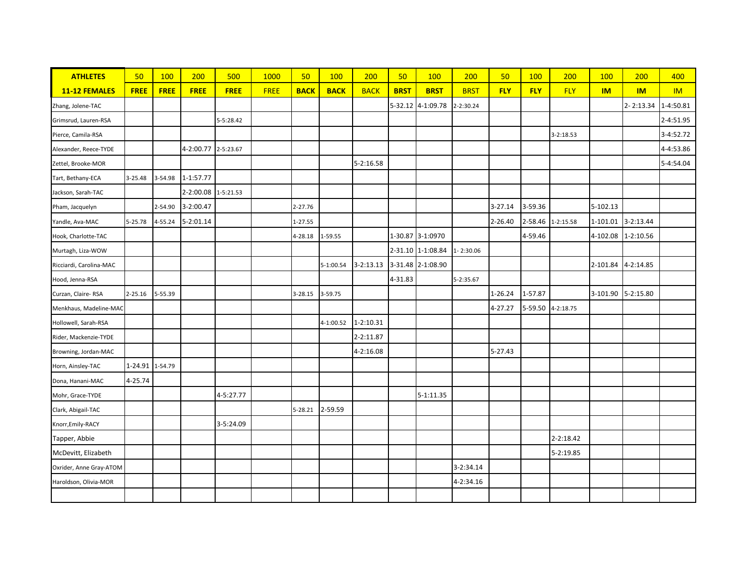| ATHLETES | 50 | 100 | 200 | 500 | 1000 | 50 | 100 | 200 | 50 | 100 | 200 | 50 | 100 | 200 | 100 | 200 | 400 |
|---|---|---|---|---|---|---|---|---|---|---|---|---|---|---|---|---|---|
| **11-12 FEMALES** | **FREE** | **FREE** | **FREE** | **FREE** | FREE | **BACK** | **BACK** | BACK | **BRST** | **BRST** | BRST | **FLY** | **FLY** | FLY | **IM** | **IM** | IM |
| Zhang, Jolene-TAC | | | | | | | | | 5-32.12 | 4-1:09.78 | 2-2:30.24 | | | | | 2- 2:13.34 | 1-4:50.81 |
| Grimsrud, Lauren-RSA | | | | 5-5:28.42 | | | | | | | | | | | | | 2-4:51.95 |
| Pierce, Camila-RSA | | | | | | | | | | | | | | 3-2:18.53 | | | 3-4:52.72 |
| Alexander, Reece-TYDE | | | 4-2:00.77 | 2-5:23.67 | | | | | | | | | | | | | 4-4:53.86 |
| Zettel, Brooke-MOR | | | | | | | | 5-2:16.58 | | | | | | | | | 5-4:54.04 |
| Tart, Bethany-ECA | 3-25.48 | 3-54.98 | 1-1:57.77 | | | | | | | | | | | | | | |
| Jackson, Sarah-TAC | | | 2-2:00.08 | 1-5:21.53 | | | | | | | | | | | | | |
| Pham, Jacquelyn | | 2-54.90 | 3-2:00.47 | | | 2-27.76 | | | | | | 3-27.14 | 3-59.36 | | 5-102.13 | | |
| Yandle, Ava-MAC | 5-25.78 | 4-55.24 | 5-2:01.14 | | | 1-27.55 | | | | | | 2-26.40 | 2-58.46 | 1-2:15.58 | 1-101.01 | 3-2:13.44 | |
| Hook, Charlotte-TAC | | | | | | 4-28.18 | 1-59.55 | | 1-30.87 | 3-1:0970 | | | 4-59.46 | | 4-102.08 | 1-2:10.56 | |
| Murtagh, Liza-WOW | | | | | | | | | 2-31.10 | 1-1:08.84 | 1- 2:30.06 | | | | | | |
| Ricciardi, Carolina-MAC | | | | | | | 5-1:00.54 | 3-2:13.13 | 3-31.48 | 2-1:08.90 | | | | | 2-101.84 | 4-2:14.85 | |
| Hood, Jenna-RSA | | | | | | | | | 4-31.83 | | 5-2:35.67 | | | | | | |
| Curzan, Claire- RSA | 2-25.16 | 5-55.39 | | | | 3-28.15 | 3-59.75 | | | | | 1-26.24 | 1-57.87 | | 3-101.90 | 5-2:15.80 | |
| Menkhaus, Madeline-MAC | | | | | | | | | | | | 4-27.27 | 5-59.50 | 4-2:18.75 | | | |
| Hollowell, Sarah-RSA | | | | | | | 4-1:00.52 | 1-2:10.31 | | | | | | | | | |
| Rider, Mackenzie-TYDE | | | | | | | | 2-2:11.87 | | | | | | | | | |
| Browning, Jordan-MAC | | | | | | | | 4-2:16.08 | | | | 5-27.43 | | | | | |
| Horn, Ainsley-TAC | 1-24.91 | 1-54.79 | | | | | | | | | | | | | | | |
| Dona, Hanani-MAC | 4-25.74 | | | | | | | | | | | | | | | | |
| Mohr, Grace-TYDE | | | | 4-5:27.77 | | | | | | 5-1:11.35 | | | | | | | |
| Clark, Abigail-TAC | | | | | | 5-28.21 | 2-59.59 | | | | | | | | | | |
| Knorr,Emily-RACY | | | | 3-5:24.09 | | | | | | | | | | | | | |
| Tapper, Abbie | | | | | | | | | | | | | | 2-2:18.42 | | | |
| McDevitt, Elizabeth | | | | | | | | | | | | | | 5-2:19.85 | | | |
| Oxrider, Anne Gray-ATOM | | | | | | | | | | | 3-2:34.14 | | | | | | |
| Haroldson, Olivia-MOR | | | | | | | | | | | 4-2:34.16 | | | | | | |
| | | | | | | | | | | | | | | | | | |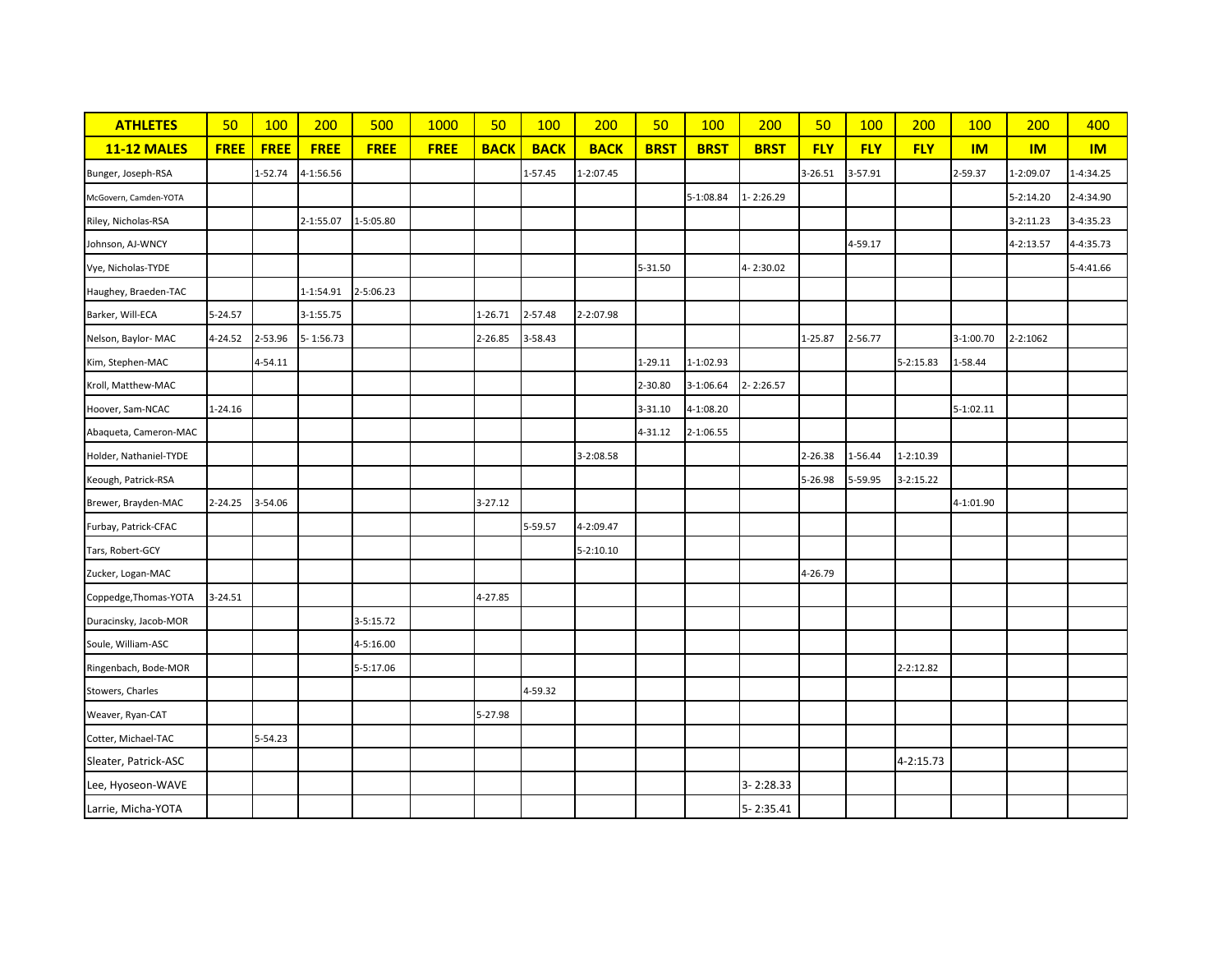| ATHLETES | 50 | 100 | 200 | 500 | 1000 | 50 | 100 | 200 | 50 | 100 | 200 | 50 | 100 | 200 | 100 | 200 | 400 |
|---|---|---|---|---|---|---|---|---|---|---|---|---|---|---|---|---|---|
| **11-12 MALES** | **FREE** | **FREE** | **FREE** | **FREE** | **FREE** | **BACK** | **BACK** | **BACK** | **BRST** | **BRST** | **BRST** | **FLY** | **FLY** | **FLY** | **IM** | **IM** | **IM** |
| Bunger, Joseph-RSA | | 1-52.74 | 4-1:56.56 | | | | 1-57.45 | 1-2:07.45 | | | | 3-26.51 | 3-57.91 | | 2-59.37 | 1-2:09.07 | 1-4:34.25 |
| McGovern, Camden-YOTA | | | | | | | | | | 5-1:08.84 | 1- 2:26.29 | | | | | 5-2:14.20 | 2-4:34.90 |
| Riley, Nicholas-RSA | | | 2-1:55.07 | 1-5:05.80 | | | | | | | | | | | | 3-2:11.23 | 3-4:35.23 |
| Johnson, AJ-WNCY | | | | | | | | | | | | | 4-59.17 | | | 4-2:13.57 | 4-4:35.73 |
| Vye, Nicholas-TYDE | | | | | | | | | 5-31.50 | | 4- 2:30.02 | | | | | | 5-4:41.66 |
| Haughey, Braeden-TAC | | | 1-1:54.91 | 2-5:06.23 | | | | | | | | | | | | | |
| Barker, Will-ECA | 5-24.57 | | 3-1:55.75 | | | 1-26.71 | 2-57.48 | 2-2:07.98 | | | | | | | | | |
| Nelson, Baylor- MAC | 4-24.52 | 2-53.96 | 5- 1:56.73 | | | 2-26.85 | 3-58.43 | | | | | 1-25.87 | 2-56.77 | | 3-1:00.70 | 2-2:1062 | |
| Kim, Stephen-MAC | | 4-54.11 | | | | | | | 1-29.11 | 1-1:02.93 | | | | 5-2:15.83 | 1-58.44 | | |
| Kroll, Matthew-MAC | | | | | | | | | 2-30.80 | 3-1:06.64 | 2- 2:26.57 | | | | | | |
| Hoover, Sam-NCAC | 1-24.16 | | | | | | | | 3-31.10 | 4-1:08.20 | | | | | 5-1:02.11 | | |
| Abaqueta, Cameron-MAC | | | | | | | | | 4-31.12 | 2-1:06.55 | | | | | | | |
| Holder, Nathaniel-TYDE | | | | | | | | 3-2:08.58 | | | | 2-26.38 | 1-56.44 | 1-2:10.39 | | | |
| Keough, Patrick-RSA | | | | | | | | | | | | 5-26.98 | 5-59.95 | 3-2:15.22 | | | |
| Brewer, Brayden-MAC | 2-24.25 | 3-54.06 | | | | 3-27.12 | | | | | | | | | 4-1:01.90 | | |
| Furbay, Patrick-CFAC | | | | | | | 5-59.57 | 4-2:09.47 | | | | | | | | | |
| Tars, Robert-GCY | | | | | | | | 5-2:10.10 | | | | | | | | | |
| Zucker, Logan-MAC | | | | | | | | | | | | 4-26.79 | | | | | |
| Coppedge,Thomas-YOTA | 3-24.51 | | | | | 4-27.85 | | | | | | | | | | | |
| Duracinsky, Jacob-MOR | | | | 3-5:15.72 | | | | | | | | | | | | | |
| Soule, William-ASC | | | | 4-5:16.00 | | | | | | | | | | | | | |
| Ringenbach, Bode-MOR | | | | 5-5:17.06 | | | | | | | | | | 2-2:12.82 | | | |
| Stowers, Charles | | | | | | | 4-59.32 | | | | | | | | | | |
| Weaver, Ryan-CAT | | | | | | 5-27.98 | | | | | | | | | | | |
| Cotter, Michael-TAC | | 5-54.23 | | | | | | | | | | | | | | | |
| Sleater, Patrick-ASC | | | | | | | | | | | | | | 4-2:15.73 | | | |
| Lee, Hyoseon-WAVE | | | | | | | | | | | 3- 2:28.33 | | | | | | |
| Larrie, Micha-YOTA | | | | | | | | | | | 5- 2:35.41 | | | | | | |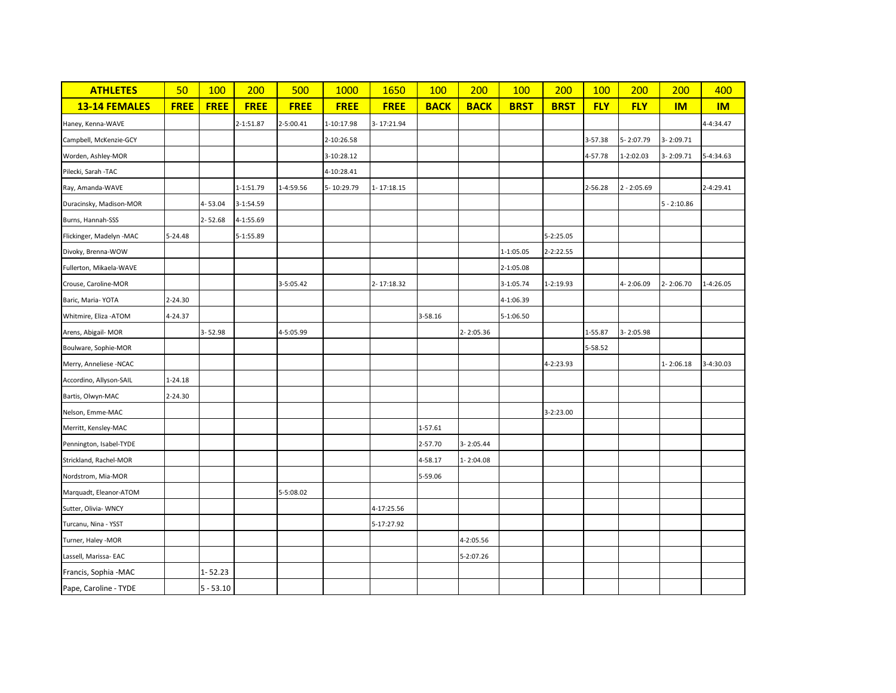| ATHLETES | 50 | 100 | 200 | 500 | 1000 | 1650 | 100 | 200 | 100 | 200 | 100 | 200 | 200 | 400 |
|---|---|---|---|---|---|---|---|---|---|---|---|---|---|---|
| **13-14 FEMALES** | **FREE** | **FREE** | **FREE** | **FREE** | **FREE** | **FREE** | **BACK** | **BACK** | **BRST** | **BRST** | **FLY** | **FLY** | **IM** | **IM** |
| Haney, Kenna-WAVE | | | 2-1:51.87 | 2-5:00.41 | 1-10:17.98 | 3- 17:21.94 | | | | | | | | 4-4:34.47 |
| Campbell, McKenzie-GCY | | | | | 2-10:26.58 | | | | | | 3-57.38 | 5- 2:07.79 | 3- 2:09.71 | |
| Worden, Ashley-MOR | | | | | 3-10:28.12 | | | | | | 4-57.78 | 1-2:02.03 | 3- 2:09.71 | 5-4:34.63 |
| Pilecki, Sarah -TAC | | | | | 4-10:28.41 | | | | | | | | | |
| Ray, Amanda-WAVE | | | 1-1:51.79 | 1-4:59.56 | 5- 10:29.79 | 1- 17:18.15 | | | | | 2-56.28 | 2 - 2:05.69 | | 2-4:29.41 |
| Duracinsky, Madison-MOR | | 4- 53.04 | 3-1:54.59 | | | | | | | | | | 5 - 2:10.86 | |
| Burns, Hannah-SSS | | 2- 52.68 | 4-1:55.69 | | | | | | | | | | | |
| Flickinger, Madelyn -MAC | 5-24.48 | | 5-1:55.89 | | | | | | | 5-2:25.05 | | | | |
| Divoky, Brenna-WOW | | | | | | | | | 1-1:05.05 | 2-2:22.55 | | | | |
| Fullerton, Mikaela-WAVE | | | | | | | | | 2-1:05.08 | | | | | |
| Crouse, Caroline-MOR | | | | 3-5:05.42 | | 2- 17:18.32 | | | 3-1:05.74 | 1-2:19.93 | | 4- 2:06.09 | 2- 2:06.70 | 1-4:26.05 |
| Baric, Maria- YOTA | 2-24.30 | | | | | | | | 4-1:06.39 | | | | | |
| Whitmire, Eliza -ATOM | 4-24.37 | | | | | | 3-58.16 | | 5-1:06.50 | | | | | |
| Arens, Abigail- MOR | | 3- 52.98 | | 4-5:05.99 | | | | 2- 2:05.36 | | | 1-55.87 | 3- 2:05.98 | | |
| Boulware, Sophie-MOR | | | | | | | | | | | 5-58.52 | | | |
| Merry, Anneliese -NCAC | | | | | | | | | | 4-2:23.93 | | | 1- 2:06.18 | 3-4:30.03 |
| Accordino, Allyson-SAIL | 1-24.18 | | | | | | | | | | | | | |
| Bartis, Olwyn-MAC | 2-24.30 | | | | | | | | | | | | | |
| Nelson, Emme-MAC | | | | | | | | | | 3-2:23.00 | | | | |
| Merritt, Kensley-MAC | | | | | | | 1-57.61 | | | | | | | |
| Pennington, Isabel-TYDE | | | | | | | 2-57.70 | 3- 2:05.44 | | | | | | |
| Strickland, Rachel-MOR | | | | | | | 4-58.17 | 1- 2:04.08 | | | | | | |
| Nordstrom, Mia-MOR | | | | | | | 5-59.06 | | | | | | | |
| Marquadt, Eleanor-ATOM | | | | 5-5:08.02 | | | | | | | | | | |
| Sutter, Olivia- WNCY | | | | | | 4-17:25.56 | | | | | | | | |
| Turcanu, Nina - YSST | | | | | | 5-17:27.92 | | | | | | | | |
| Turner, Haley -MOR | | | | | | | | 4-2:05.56 | | | | | | |
| Lassell, Marissa- EAC | | | | | | | | 5-2:07.26 | | | | | | |
| Francis, Sophia -MAC | | 1- 52.23 | | | | | | | | | | | | |
| Pape, Caroline - TYDE | | 5 - 53.10 | | | | | | | | | | | | |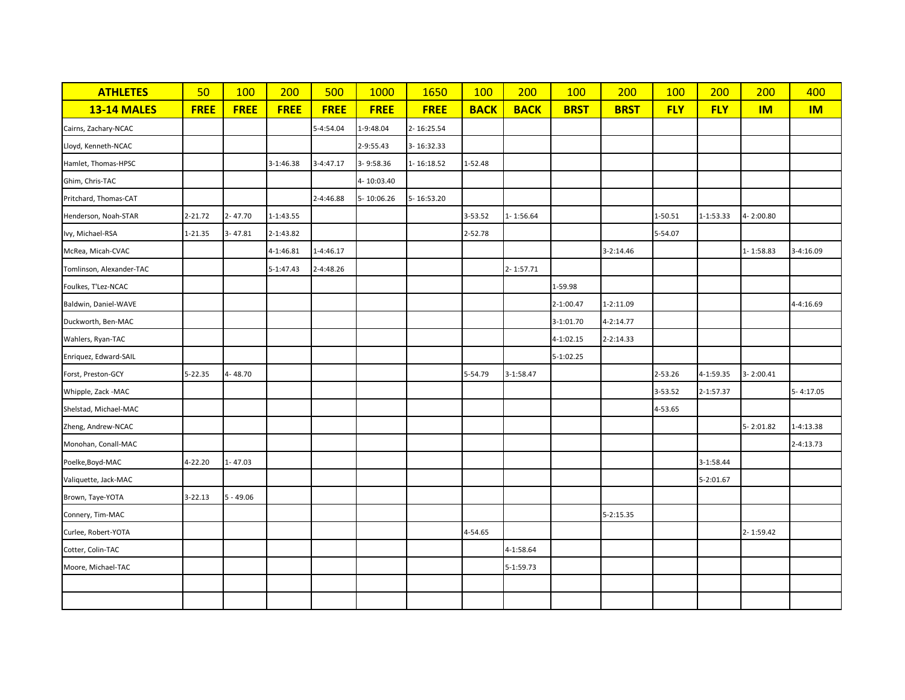| ATHLETES | 50 | 100 | 200 | 500 | 1000 | 1650 | 100 | 200 | 100 | 200 | 100 | 200 | 200 | 400 |
|---|---|---|---|---|---|---|---|---|---|---|---|---|---|---|
| **13-14 MALES** | **FREE** | **FREE** | **FREE** | **FREE** | **FREE** | **FREE** | **BACK** | **BACK** | **BRST** | **BRST** | **FLY** | **FLY** | **IM** | **IM** |
| Cairns, Zachary-NCAC | | | | 5-4:54.04 | 1-9:48.04 | 2- 16:25.54 | | | | | | | | |
| Lloyd, Kenneth-NCAC | | | | | 2-9:55.43 | 3- 16:32.33 | | | | | | | | |
| Hamlet, Thomas-HPSC | | | 3-1:46.38 | 3-4:47.17 | 3- 9:58.36 | 1- 16:18.52 | 1-52.48 | | | | | | | |
| Ghim, Chris-TAC | | | | | 4- 10:03.40 | | | | | | | | | |
| Pritchard, Thomas-CAT | | | | 2-4:46.88 | 5- 10:06.26 | 5- 16:53.20 | | | | | | | | |
| Henderson, Noah-STAR | 2-21.72 | 2- 47.70 | 1-1:43.55 | | | | 3-53.52 | 1- 1:56.64 | | | 1-50.51 | 1-1:53.33 | 4- 2:00.80 | |
| Ivy, Michael-RSA | 1-21.35 | 3- 47.81 | 2-1:43.82 | | | | 2-52.78 | | | | 5-54.07 | | | |
| McRea, Micah-CVAC | | | 4-1:46.81 | 1-4:46.17 | | | | | | 3-2:14.46 | | | 1- 1:58.83 | 3-4:16.09 |
| Tomlinson, Alexander-TAC | | | 5-1:47.43 | 2-4:48.26 | | | | 2- 1:57.71 | | | | | | |
| Foulkes, T'Lez-NCAC | | | | | | | | | 1-59.98 | | | | | |
| Baldwin, Daniel-WAVE | | | | | | | | | 2-1:00.47 | 1-2:11.09 | | | | 4-4:16.69 |
| Duckworth, Ben-MAC | | | | | | | | | 3-1:01.70 | 4-2:14.77 | | | | |
| Wahlers, Ryan-TAC | | | | | | | | | 4-1:02.15 | 2-2:14.33 | | | | |
| Enriquez, Edward-SAIL | | | | | | | | | 5-1:02.25 | | | | | |
| Forst, Preston-GCY | 5-22.35 | 4- 48.70 | | | | | 5-54.79 | 3-1:58.47 | | | 2-53.26 | 4-1:59.35 | 3- 2:00.41 | |
| Whipple, Zack -MAC | | | | | | | | | | | 3-53.52 | 2-1:57.37 | | 5- 4:17.05 |
| Shelstad, Michael-MAC | | | | | | | | | | | 4-53.65 | | | |
| Zheng, Andrew-NCAC | | | | | | | | | | | | | 5- 2:01.82 | 1-4:13.38 |
| Monohan, Conall-MAC | | | | | | | | | | | | | | 2-4:13.73 |
| Poelke,Boyd-MAC | 4-22.20 | 1- 47.03 | | | | | | | | | | 3-1:58.44 | | |
| Valiquette, Jack-MAC | | | | | | | | | | | | 5-2:01.67 | | |
| Brown, Taye-YOTA | 3-22.13 | 5 - 49.06 | | | | | | | | | | | | |
| Connery, Tim-MAC | | | | | | | | | | 5-2:15.35 | | | | |
| Curlee, Robert-YOTA | | | | | | | 4-54.65 | | | | | | 2- 1:59.42 | |
| Cotter, Colin-TAC | | | | | | | | 4-1:58.64 | | | | | | |
| Moore, Michael-TAC | | | | | | | | 5-1:59.73 | | | | | | |
| | | | | | | | | | | | | | | |
| | | | | | | | | | | | | | | |